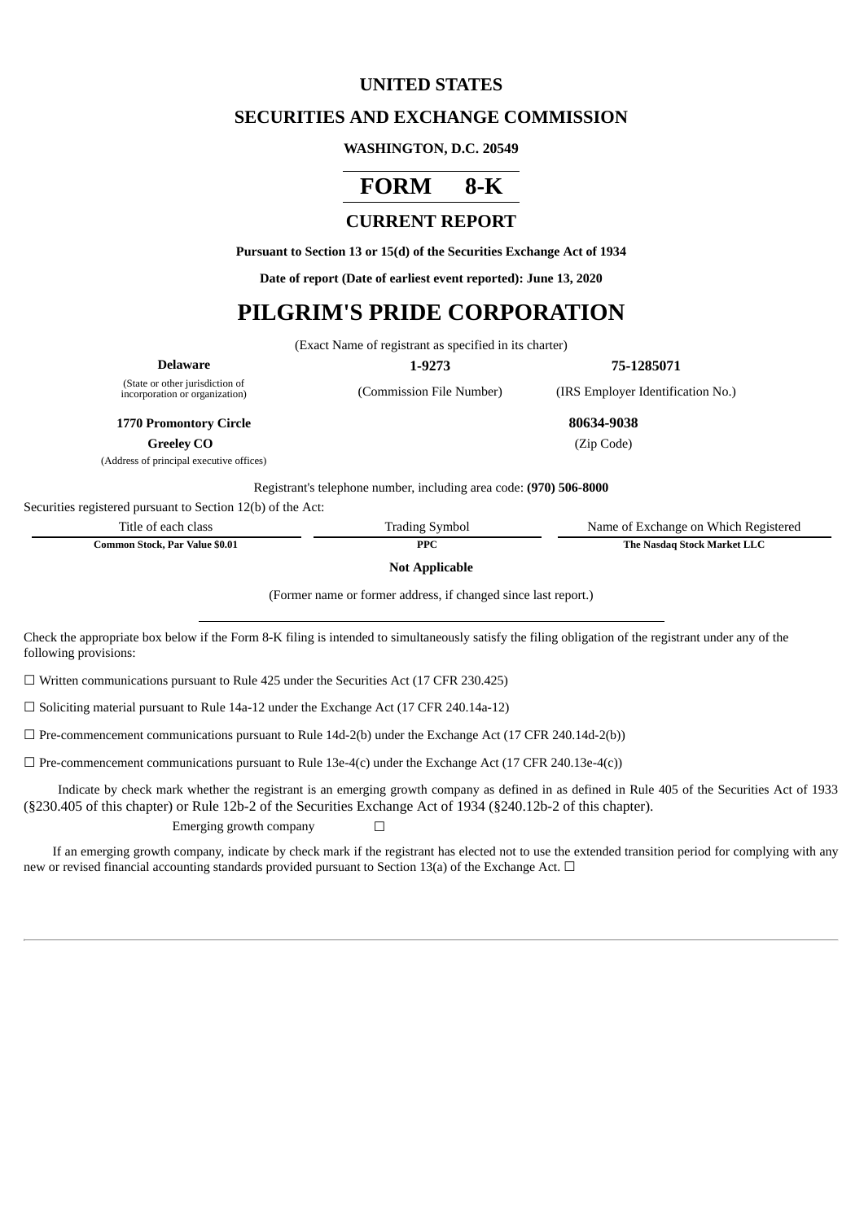# UNITED STATES

## SECURITIES AND EXCHANGE COMMISSION

**WASHINGTON, D.C. 20549**

# FORM 8-K

## CURRENT REPORT

**Pursuant to Section 13 or 15(d) of the Securities Exchange Act of 1934**

**Date of report (Date of earliest event reported): June 13, 2020**

# PILGRIM'S PRIDE CORPORATION

(Exact Name of registrant as specified in its charter)

| **Delaware** | **1-9273** | **75-1285071** |
|---|---|---|
| (State or other jurisdiction of incorporation or organization) | (Commission File Number) | (IRS Employer Identification No.) |

| | |
|---|---|
| **1770 Promontory Circle** | **80634-9038** |
| **Greeley CO** | (Zip Code) |
| (Address of principal executive offices) | |

Registrant's telephone number, including area code: **(970) 506-8000**

Securities registered pursuant to Section 12(b) of the Act:

| Title of each class | Trading Symbol | Name of Exchange on Which Registered |
|---|---|---|
| **Common Stock, Par Value $0.01** | **PPC** | **The Nasdaq Stock Market LLC** |

**Not Applicable**

(Former name or former address, if changed since last report.)

Check the appropriate box below if the Form 8-K filing is intended to simultaneously satisfy the filing obligation of the registrant under any of the following provisions:

☐ Written communications pursuant to Rule 425 under the Securities Act (17 CFR 230.425)

☐ Soliciting material pursuant to Rule 14a-12 under the Exchange Act (17 CFR 240.14a-12)

☐ Pre-commencement communications pursuant to Rule 14d-2(b) under the Exchange Act (17 CFR 240.14d-2(b))

☐ Pre-commencement communications pursuant to Rule 13e-4(c) under the Exchange Act (17 CFR 240.13e-4(c))

Indicate by check mark whether the registrant is an emerging growth company as defined in as defined in Rule 405 of the Securities Act of 1933 (§230.405 of this chapter) or Rule 12b-2 of the Securities Exchange Act of 1934 (§240.12b-2 of this chapter).

Emerging growth company ☐

If an emerging growth company, indicate by check mark if the registrant has elected not to use the extended transition period for complying with any new or revised financial accounting standards provided pursuant to Section 13(a) of the Exchange Act. ☐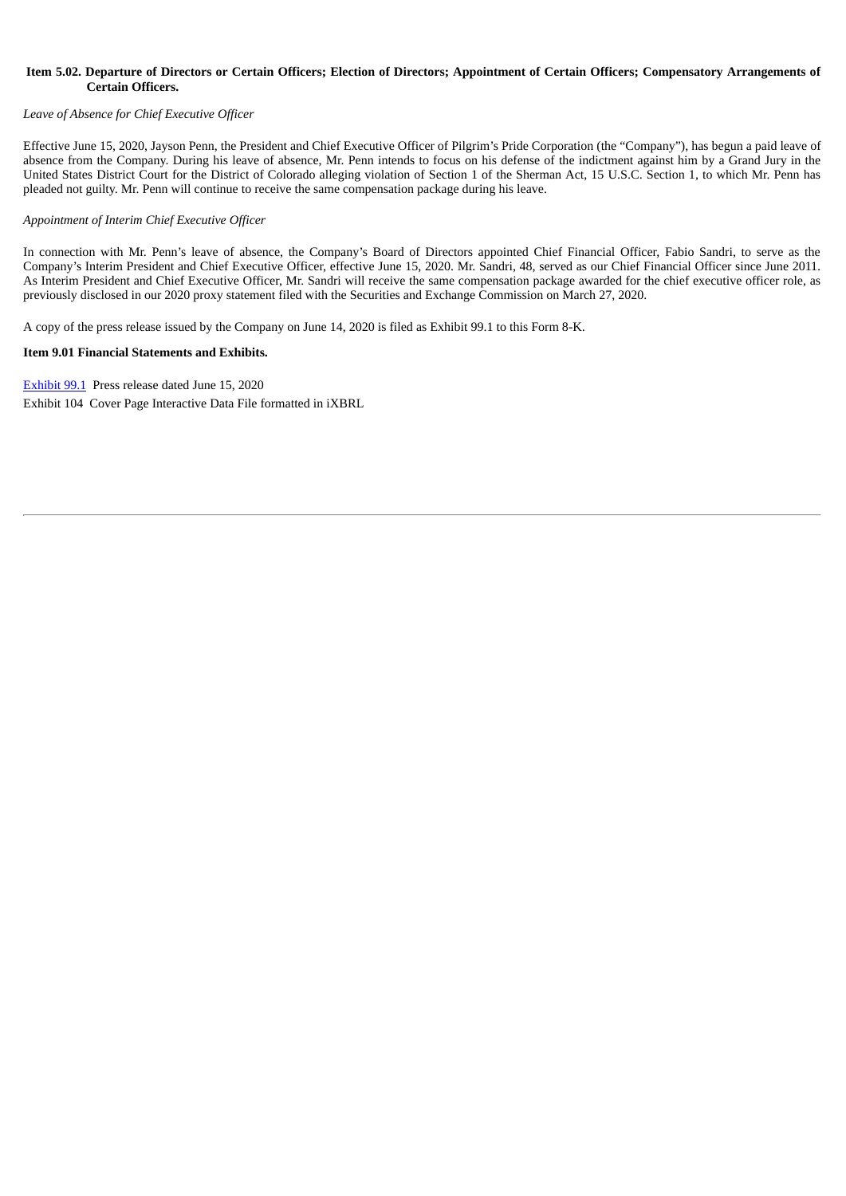**Item 5.02. Departure of Directors or Certain Officers; Election of Directors; Appointment of Certain Officers; Compensatory Arrangements of Certain Officers.**

*Leave of Absence for Chief Executive Officer*

Effective June 15, 2020, Jayson Penn, the President and Chief Executive Officer of Pilgrim's Pride Corporation (the "Company"), has begun a paid leave of absence from the Company. During his leave of absence, Mr. Penn intends to focus on his defense of the indictment against him by a Grand Jury in the United States District Court for the District of Colorado alleging violation of Section 1 of the Sherman Act, 15 U.S.C. Section 1, to which Mr. Penn has pleaded not guilty. Mr. Penn will continue to receive the same compensation package during his leave.

*Appointment of Interim Chief Executive Officer*

In connection with Mr. Penn's leave of absence, the Company's Board of Directors appointed Chief Financial Officer, Fabio Sandri, to serve as the Company's Interim President and Chief Executive Officer, effective June 15, 2020. Mr. Sandri, 48, served as our Chief Financial Officer since June 2011. As Interim President and Chief Executive Officer, Mr. Sandri will receive the same compensation package awarded for the chief executive officer role, as previously disclosed in our 2020 proxy statement filed with the Securities and Exchange Commission on March 27, 2020.

A copy of the press release issued by the Company on June 14, 2020 is filed as Exhibit 99.1 to this Form 8-K.

**Item 9.01 Financial Statements and Exhibits.**

Exhibit 99.1 Press release dated June 15, 2020

Exhibit 104 Cover Page Interactive Data File formatted in iXBRL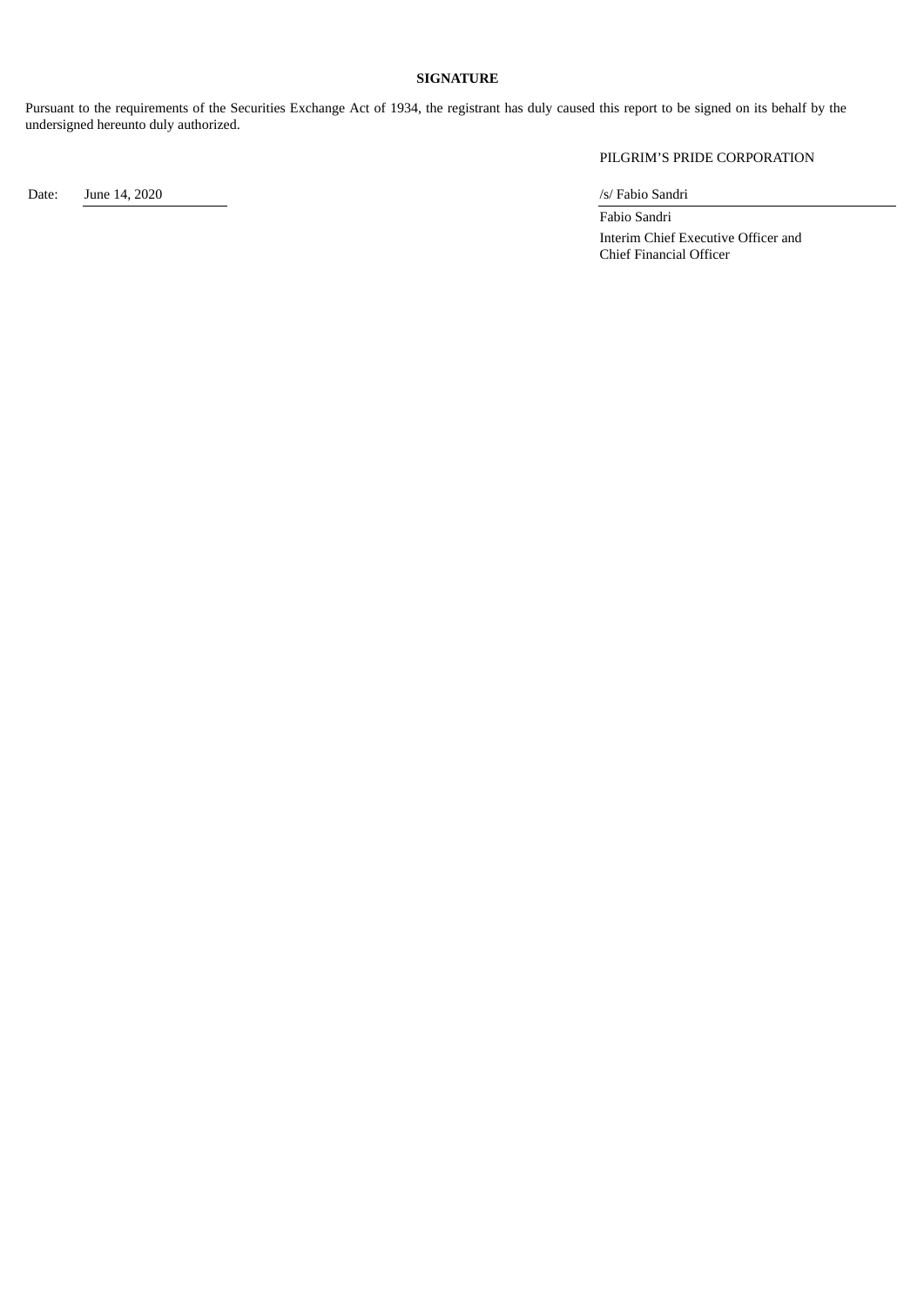**SIGNATURE**

Pursuant to the requirements of the Securities Exchange Act of 1934, the registrant has duly caused this report to be signed on its behalf by the undersigned hereunto duly authorized.

PILGRIM'S PRIDE CORPORATION

Date: June 14, 2020

/s/ Fabio Sandri

Fabio Sandri

Interim Chief Executive Officer and
Chief Financial Officer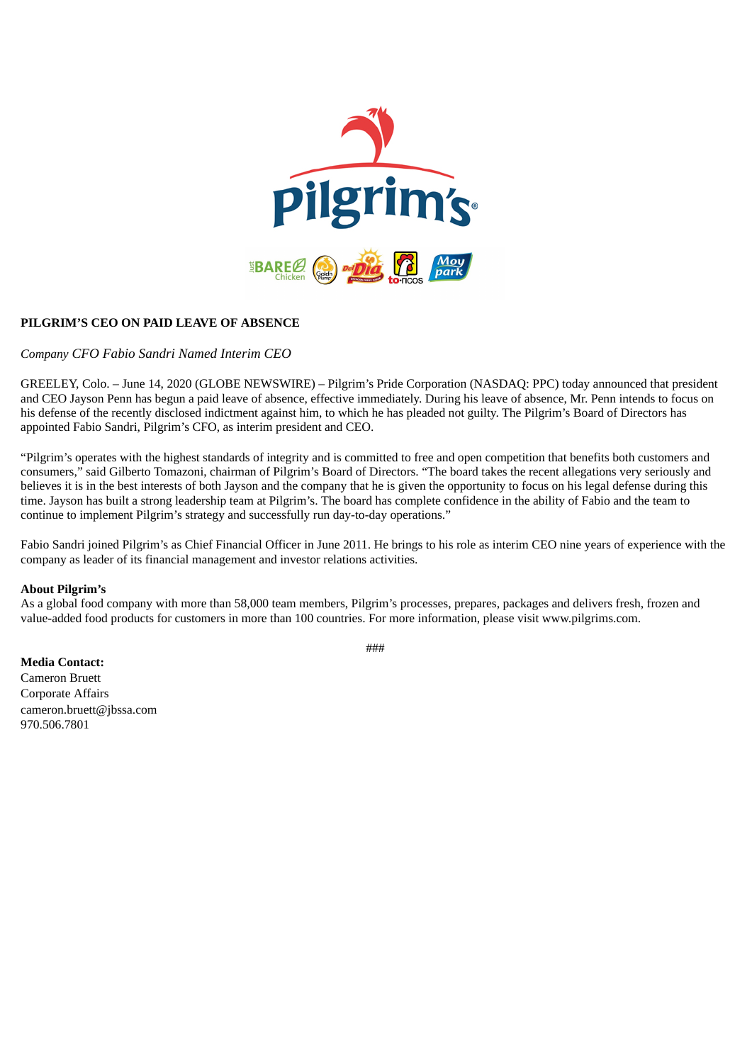**PILGRIM'S CEO ON PAID LEAVE OF ABSENCE**

*Company CFO Fabio Sandri Named Interim CEO*

GREELEY, Colo. – June 14, 2020 (GLOBE NEWSWIRE) – Pilgrim's Pride Corporation (NASDAQ: PPC) today announced that president and CEO Jayson Penn has begun a paid leave of absence, effective immediately. During his leave of absence, Mr. Penn intends to focus on his defense of the recently disclosed indictment against him, to which he has pleaded not guilty. The Pilgrim's Board of Directors has appointed Fabio Sandri, Pilgrim's CFO, as interim president and CEO.

"Pilgrim's operates with the highest standards of integrity and is committed to free and open competition that benefits both customers and consumers," said Gilberto Tomazoni, chairman of Pilgrim's Board of Directors. "The board takes the recent allegations very seriously and believes it is in the best interests of both Jayson and the company that he is given the opportunity to focus on his legal defense during this time. Jayson has built a strong leadership team at Pilgrim's. The board has complete confidence in the ability of Fabio and the team to continue to implement Pilgrim's strategy and successfully run day-to-day operations."

Fabio Sandri joined Pilgrim's as Chief Financial Officer in June 2011. He brings to his role as interim CEO nine years of experience with the company as leader of its financial management and investor relations activities.

**About Pilgrim's**
As a global food company with more than 58,000 team members, Pilgrim's processes, prepares, packages and delivers fresh, frozen and value-added food products for customers in more than 100 countries. For more information, please visit www.pilgrims.com.

###

**Media Contact:**
Cameron Bruett
Corporate Affairs
cameron.bruett@jbssa.com
970.506.7801